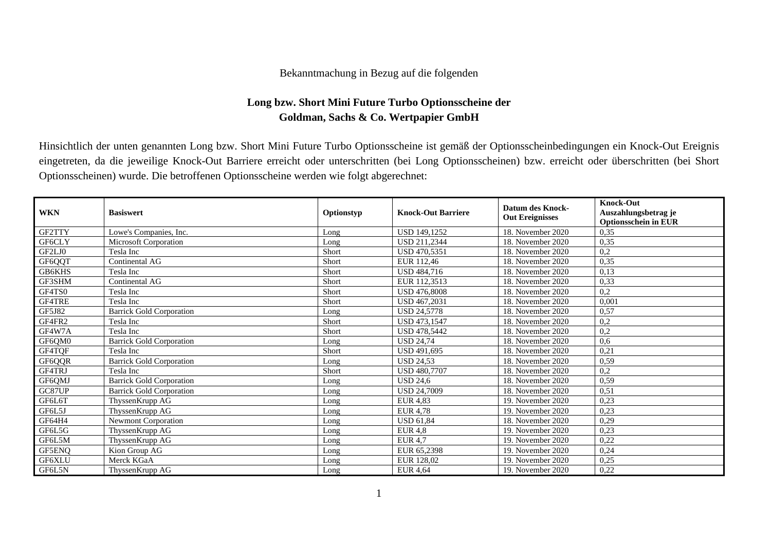Bekanntmachung in Bezug auf die folgenden

**Long bzw. Short Mini Future Turbo Optionsscheine der Goldman, Sachs & Co. Wertpapier GmbH**

Hinsichtlich der unten genannten Long bzw. Short Mini Future Turbo Optionsscheine ist gemäß der Optionsscheinbedingungen ein Knock-Out Ereignis eingetreten, da die jeweilige Knock-Out Barriere erreicht oder unterschritten (bei Long Optionsscheinen) bzw. erreicht oder überschritten (bei Short Optionsscheinen) wurde. Die betroffenen Optionsscheine werden wie folgt abgerechnet:

| WKN | Basiswert | Optionstyp | Knock-Out Barriere | Datum des Knock-Out Ereignisses | Knock-Out Auszahlungsbetrag je Optionsschein in EUR |
|---|---|---|---|---|---|
| GF2TTY | Lowe's Companies, Inc. | Long | USD 149,1252 | 18. November 2020 | 0,35 |
| GF6CLY | Microsoft Corporation | Long | USD 211,2344 | 18. November 2020 | 0,35 |
| GF2LJ0 | Tesla Inc | Short | USD 470,5351 | 18. November 2020 | 0,2 |
| GF6QQT | Continental AG | Short | EUR 112,46 | 18. November 2020 | 0,35 |
| GB6KHS | Tesla Inc | Short | USD 484,716 | 18. November 2020 | 0,13 |
| GF3SHM | Continental AG | Short | EUR 112,3513 | 18. November 2020 | 0,33 |
| GF4TS0 | Tesla Inc | Short | USD 476,8008 | 18. November 2020 | 0,2 |
| GF4TRE | Tesla Inc | Short | USD 467,2031 | 18. November 2020 | 0,001 |
| GF5J82 | Barrick Gold Corporation | Long | USD 24,5778 | 18. November 2020 | 0,57 |
| GF4FR2 | Tesla Inc | Short | USD 473,1547 | 18. November 2020 | 0,2 |
| GF4W7A | Tesla Inc | Short | USD 478,5442 | 18. November 2020 | 0,2 |
| GF6QM0 | Barrick Gold Corporation | Long | USD 24,74 | 18. November 2020 | 0,6 |
| GF4TQF | Tesla Inc | Short | USD 491,695 | 18. November 2020 | 0,21 |
| GF6QQR | Barrick Gold Corporation | Long | USD 24,53 | 18. November 2020 | 0,59 |
| GF4TRJ | Tesla Inc | Short | USD 480,7707 | 18. November 2020 | 0,2 |
| GF6QMJ | Barrick Gold Corporation | Long | USD 24,6 | 18. November 2020 | 0,59 |
| GC87UP | Barrick Gold Corporation | Long | USD 24,7009 | 18. November 2020 | 0,51 |
| GF6L6T | ThyssenKrupp AG | Long | EUR 4,83 | 19. November 2020 | 0,23 |
| GF6L5J | ThyssenKrupp AG | Long | EUR 4,78 | 19. November 2020 | 0,23 |
| GF64H4 | Newmont Corporation | Long | USD 61,84 | 18. November 2020 | 0,29 |
| GF6L5G | ThyssenKrupp AG | Long | EUR 4,8 | 19. November 2020 | 0,23 |
| GF6L5M | ThyssenKrupp AG | Long | EUR 4,7 | 19. November 2020 | 0,22 |
| GF5ENQ | Kion Group AG | Long | EUR 65,2398 | 19. November 2020 | 0,24 |
| GF6XLU | Merck KGaA | Long | EUR 128,02 | 19. November 2020 | 0,25 |
| GF6L5N | ThyssenKrupp AG | Long | EUR 4,64 | 19. November 2020 | 0,22 |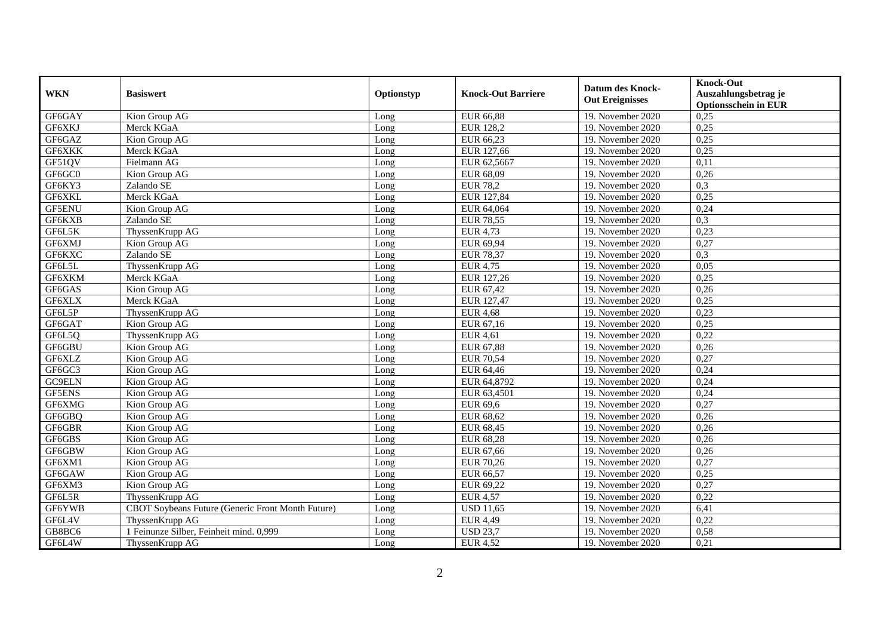| WKN | Basiswert | Optionstyp | Knock-Out Barriere | Datum des Knock-Out Ereignisses | Knock-Out Auszahlungsbetrag je Optionsschein in EUR |
|---|---|---|---|---|---|
| GF6GAY | Kion Group AG | Long | EUR 66,88 | 19. November 2020 | 0,25 |
| GF6XKJ | Merck KGaA | Long | EUR 128,2 | 19. November 2020 | 0,25 |
| GF6GAZ | Kion Group AG | Long | EUR 66,23 | 19. November 2020 | 0,25 |
| GF6XKK | Merck KGaA | Long | EUR 127,66 | 19. November 2020 | 0,25 |
| GF51QV | Fielmann AG | Long | EUR 62,5667 | 19. November 2020 | 0,11 |
| GF6GC0 | Kion Group AG | Long | EUR 68,09 | 19. November 2020 | 0,26 |
| GF6KY3 | Zalando SE | Long | EUR 78,2 | 19. November 2020 | 0,3 |
| GF6XKL | Merck KGaA | Long | EUR 127,84 | 19. November 2020 | 0,25 |
| GF5ENU | Kion Group AG | Long | EUR 64,064 | 19. November 2020 | 0,24 |
| GF6KXB | Zalando SE | Long | EUR 78,55 | 19. November 2020 | 0,3 |
| GF6L5K | ThyssenKrupp AG | Long | EUR 4,73 | 19. November 2020 | 0,23 |
| GF6XMJ | Kion Group AG | Long | EUR 69,94 | 19. November 2020 | 0,27 |
| GF6KXC | Zalando SE | Long | EUR 78,37 | 19. November 2020 | 0,3 |
| GF6L5L | ThyssenKrupp AG | Long | EUR 4,75 | 19. November 2020 | 0,05 |
| GF6XKM | Merck KGaA | Long | EUR 127,26 | 19. November 2020 | 0,25 |
| GF6GAS | Kion Group AG | Long | EUR 67,42 | 19. November 2020 | 0,26 |
| GF6XLX | Merck KGaA | Long | EUR 127,47 | 19. November 2020 | 0,25 |
| GF6L5P | ThyssenKrupp AG | Long | EUR 4,68 | 19. November 2020 | 0,23 |
| GF6GAT | Kion Group AG | Long | EUR 67,16 | 19. November 2020 | 0,25 |
| GF6L5Q | ThyssenKrupp AG | Long | EUR 4,61 | 19. November 2020 | 0,22 |
| GF6GBU | Kion Group AG | Long | EUR 67,88 | 19. November 2020 | 0,26 |
| GF6XLZ | Kion Group AG | Long | EUR 70,54 | 19. November 2020 | 0,27 |
| GF6GC3 | Kion Group AG | Long | EUR 64,46 | 19. November 2020 | 0,24 |
| GC9ELN | Kion Group AG | Long | EUR 64,8792 | 19. November 2020 | 0,24 |
| GF5ENS | Kion Group AG | Long | EUR 63,4501 | 19. November 2020 | 0,24 |
| GF6XMG | Kion Group AG | Long | EUR 69,6 | 19. November 2020 | 0,27 |
| GF6GBQ | Kion Group AG | Long | EUR 68,62 | 19. November 2020 | 0,26 |
| GF6GBR | Kion Group AG | Long | EUR 68,45 | 19. November 2020 | 0,26 |
| GF6GBS | Kion Group AG | Long | EUR 68,28 | 19. November 2020 | 0,26 |
| GF6GBW | Kion Group AG | Long | EUR 67,66 | 19. November 2020 | 0,26 |
| GF6XM1 | Kion Group AG | Long | EUR 70,26 | 19. November 2020 | 0,27 |
| GF6GAW | Kion Group AG | Long | EUR 66,57 | 19. November 2020 | 0,25 |
| GF6XM3 | Kion Group AG | Long | EUR 69,22 | 19. November 2020 | 0,27 |
| GF6L5R | ThyssenKrupp AG | Long | EUR 4,57 | 19. November 2020 | 0,22 |
| GF6YWB | CBOT Soybeans Future (Generic Front Month Future) | Long | USD 11,65 | 19. November 2020 | 6,41 |
| GF6L4V | ThyssenKrupp AG | Long | EUR 4,49 | 19. November 2020 | 0,22 |
| GB8BC6 | 1 Feinunze Silber, Feinheit mind. 0,999 | Long | USD 23,7 | 19. November 2020 | 0,58 |
| GF6L4W | ThyssenKrupp AG | Long | EUR 4,52 | 19. November 2020 | 0,21 |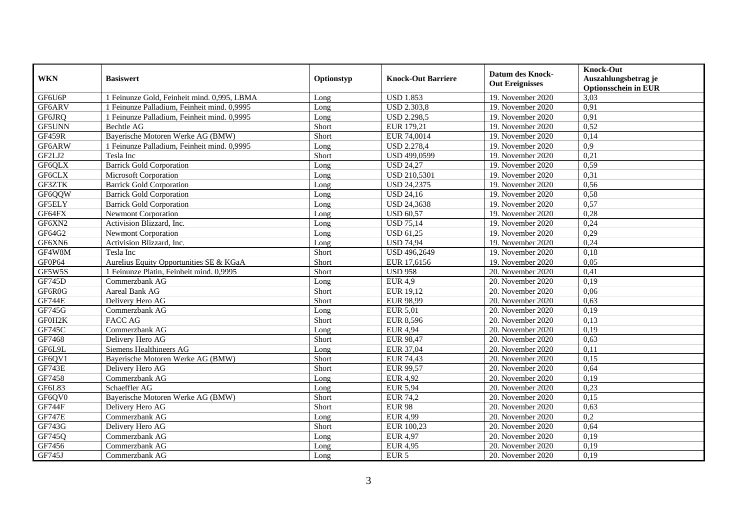| WKN | Basiswert | Optionstyp | Knock-Out Barriere | Datum des Knock-Out Ereignisses | Knock-Out Auszahlungsbetrag je Optionsschein in EUR |
|---|---|---|---|---|---|
| GF6U6P | 1 Feinunze Gold, Feinheit mind. 0,995, LBMA | Long | USD 1.853 | 19. November 2020 | 3,03 |
| GF6ARV | 1 Feinunze Palladium, Feinheit mind. 0,9995 | Long | USD 2.303,8 | 19. November 2020 | 0,91 |
| GF6JRQ | 1 Feinunze Palladium, Feinheit mind. 0,9995 | Long | USD 2.298,5 | 19. November 2020 | 0,91 |
| GF5UNN | Bechtle AG | Short | EUR 179,21 | 19. November 2020 | 0,52 |
| GF459R | Bayerische Motoren Werke AG (BMW) | Short | EUR 74,0014 | 19. November 2020 | 0,14 |
| GF6ARW | 1 Feinunze Palladium, Feinheit mind. 0,9995 | Long | USD 2.278,4 | 19. November 2020 | 0,9 |
| GF2LJ2 | Tesla Inc | Short | USD 499,0599 | 19. November 2020 | 0,21 |
| GF6QLX | Barrick Gold Corporation | Long | USD 24,27 | 19. November 2020 | 0,59 |
| GF6CLX | Microsoft Corporation | Long | USD 210,5301 | 19. November 2020 | 0,31 |
| GF3ZTK | Barrick Gold Corporation | Long | USD 24,2375 | 19. November 2020 | 0,56 |
| GF6QQW | Barrick Gold Corporation | Long | USD 24,16 | 19. November 2020 | 0,58 |
| GF5ELY | Barrick Gold Corporation | Long | USD 24,3638 | 19. November 2020 | 0,57 |
| GF64FX | Newmont Corporation | Long | USD 60,57 | 19. November 2020 | 0,28 |
| GF6XN2 | Activision Blizzard, Inc. | Long | USD 75,14 | 19. November 2020 | 0,24 |
| GF64G2 | Newmont Corporation | Long | USD 61,25 | 19. November 2020 | 0,29 |
| GF6XN6 | Activision Blizzard, Inc. | Long | USD 74,94 | 19. November 2020 | 0,24 |
| GF4W8M | Tesla Inc | Short | USD 496,2649 | 19. November 2020 | 0,18 |
| GF0P64 | Aurelius Equity Opportunities SE & KGaA | Short | EUR 17,6156 | 19. November 2020 | 0,05 |
| GF5W5S | 1 Feinunze Platin, Feinheit mind. 0,9995 | Short | USD 958 | 20. November 2020 | 0,41 |
| GF745D | Commerzbank AG | Long | EUR 4,9 | 20. November 2020 | 0,19 |
| GF6R0G | Aareal Bank AG | Short | EUR 19,12 | 20. November 2020 | 0,06 |
| GF744E | Delivery Hero AG | Short | EUR 98,99 | 20. November 2020 | 0,63 |
| GF745G | Commerzbank AG | Long | EUR 5,01 | 20. November 2020 | 0,19 |
| GF0H2K | FACC AG | Short | EUR 8,596 | 20. November 2020 | 0,13 |
| GF745C | Commerzbank AG | Long | EUR 4,94 | 20. November 2020 | 0,19 |
| GF7468 | Delivery Hero AG | Short | EUR 98,47 | 20. November 2020 | 0,63 |
| GF6L9L | Siemens Healthineers AG | Long | EUR 37,04 | 20. November 2020 | 0,11 |
| GF6QV1 | Bayerische Motoren Werke AG (BMW) | Short | EUR 74,43 | 20. November 2020 | 0,15 |
| GF743E | Delivery Hero AG | Short | EUR 99,57 | 20. November 2020 | 0,64 |
| GF7458 | Commerzbank AG | Long | EUR 4,92 | 20. November 2020 | 0,19 |
| GF6L83 | Schaeffler AG | Long | EUR 5,94 | 20. November 2020 | 0,23 |
| GF6QV0 | Bayerische Motoren Werke AG (BMW) | Short | EUR 74,2 | 20. November 2020 | 0,15 |
| GF744F | Delivery Hero AG | Short | EUR 98 | 20. November 2020 | 0,63 |
| GF747E | Commerzbank AG | Long | EUR 4,99 | 20. November 2020 | 0,2 |
| GF743G | Delivery Hero AG | Short | EUR 100,23 | 20. November 2020 | 0,64 |
| GF745Q | Commerzbank AG | Long | EUR 4,97 | 20. November 2020 | 0,19 |
| GF7456 | Commerzbank AG | Long | EUR 4,95 | 20. November 2020 | 0,19 |
| GF745J | Commerzbank AG | Long | EUR 5 | 20. November 2020 | 0,19 |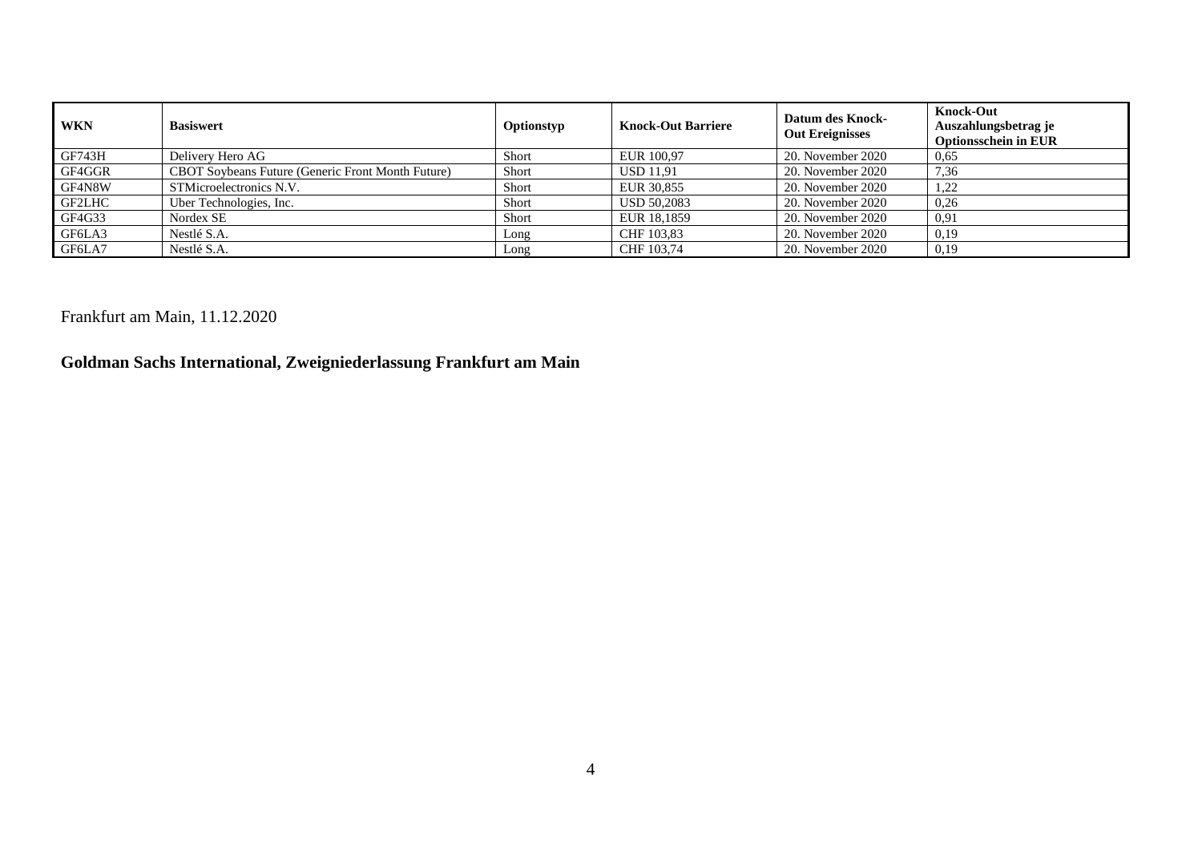| WKN | Basiswert | Optionstyp | Knock-Out Barriere | Datum des Knock-Out Ereignisses | Knock-Out Auszahlungsbetrag je Optionsschein in EUR |
|---|---|---|---|---|---|
| GF743H | Delivery Hero AG | Short | EUR 100,97 | 20. November 2020 | 0,65 |
| GF4GGR | CBOT Soybeans Future (Generic Front Month Future) | Short | USD 11,91 | 20. November 2020 | 7,36 |
| GF4N8W | STMicroelectronics N.V. | Short | EUR 30,855 | 20. November 2020 | 1,22 |
| GF2LHC | Uber Technologies, Inc. | Short | USD 50,2083 | 20. November 2020 | 0,26 |
| GF4G33 | Nordex SE | Short | EUR 18,1859 | 20. November 2020 | 0,91 |
| GF6LA3 | Nestlé S.A. | Long | CHF 103,83 | 20. November 2020 | 0,19 |
| GF6LA7 | Nestlé S.A. | Long | CHF 103,74 | 20. November 2020 | 0,19 |

Frankfurt am Main, 11.12.2020

**Goldman Sachs International, Zweigniederlassung Frankfurt am Main**